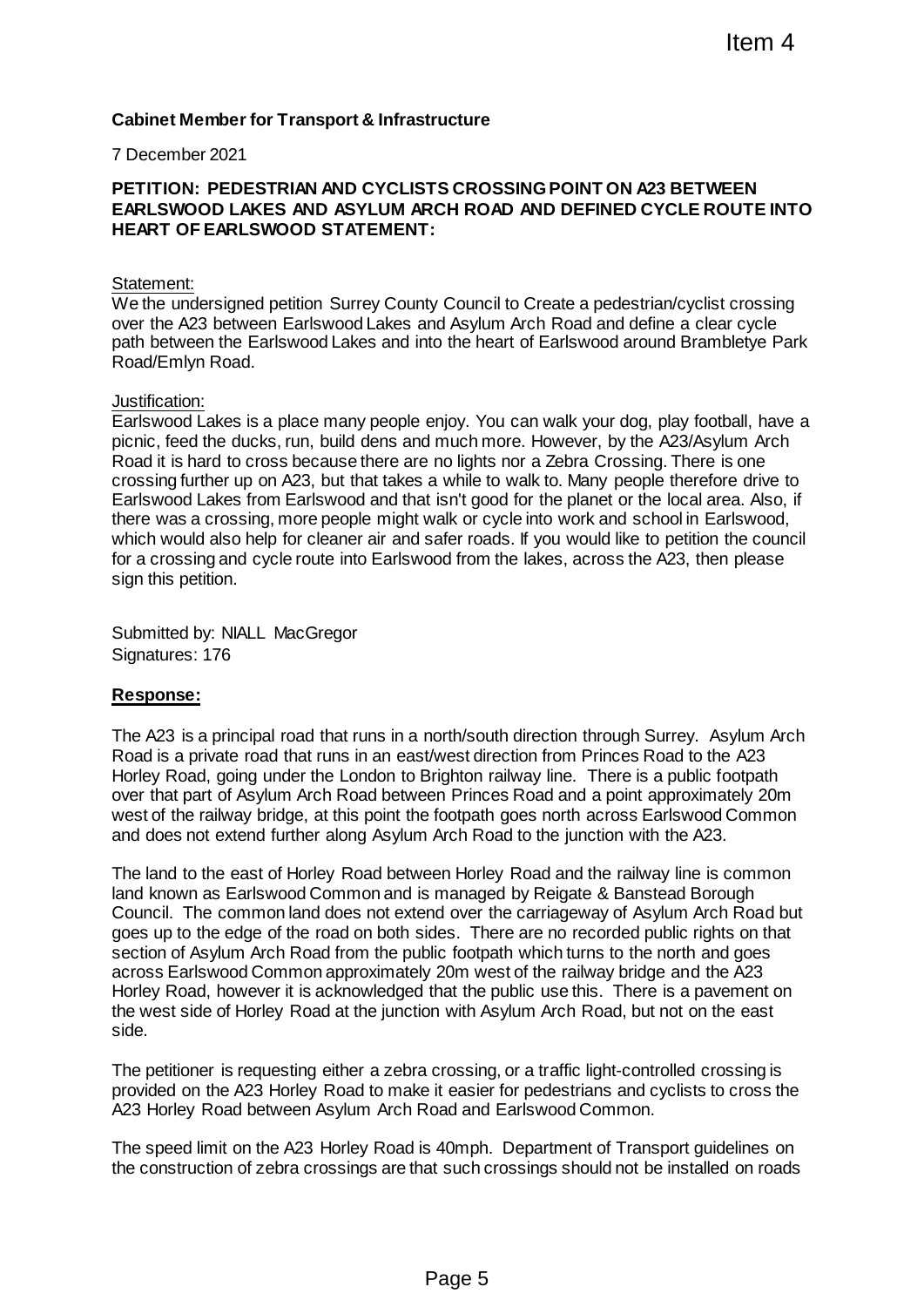Item 4

**Cabinet Member for Transport & Infrastructure**

7 December 2021

**PETITION: PEDESTRIAN AND CYCLISTS CROSSING POINT ON A23 BETWEEN EARLSWOOD LAKES AND ASYLUM ARCH ROAD AND DEFINED CYCLE ROUTE INTO HEART OF EARLSWOOD STATEMENT:**

Statement:

We the undersigned petition Surrey County Council to Create a pedestrian/cyclist crossing over the A23 between Earlswood Lakes and Asylum Arch Road and define a clear cycle path between the Earlswood Lakes and into the heart of Earlswood around Brambletye Park Road/Emlyn Road.

Justification:

Earlswood Lakes is a place many people enjoy. You can walk your dog, play football, have a picnic, feed the ducks, run, build dens and much more. However, by the A23/Asylum Arch Road it is hard to cross because there are no lights nor a Zebra Crossing. There is one crossing further up on A23, but that takes a while to walk to. Many people therefore drive to Earlswood Lakes from Earlswood and that isn't good for the planet or the local area. Also, if there was a crossing, more people might walk or cycle into work and school in Earlswood, which would also help for cleaner air and safer roads. If you would like to petition the council for a crossing and cycle route into Earlswood from the lakes, across the A23, then please sign this petition.

Submitted by: NIALL MacGregor
Signatures: 176

**Response:**

The A23 is a principal road that runs in a north/south direction through Surrey. Asylum Arch Road is a private road that runs in an east/west direction from Princes Road to the A23 Horley Road, going under the London to Brighton railway line. There is a public footpath over that part of Asylum Arch Road between Princes Road and a point approximately 20m west of the railway bridge, at this point the footpath goes north across Earlswood Common and does not extend further along Asylum Arch Road to the junction with the A23.

The land to the east of Horley Road between Horley Road and the railway line is common land known as Earlswood Common and is managed by Reigate & Banstead Borough Council. The common land does not extend over the carriageway of Asylum Arch Road but goes up to the edge of the road on both sides. There are no recorded public rights on that section of Asylum Arch Road from the public footpath which turns to the north and goes across Earlswood Common approximately 20m west of the railway bridge and the A23 Horley Road, however it is acknowledged that the public use this. There is a pavement on the west side of Horley Road at the junction with Asylum Arch Road, but not on the east side.

The petitioner is requesting either a zebra crossing, or a traffic light-controlled crossing is provided on the A23 Horley Road to make it easier for pedestrians and cyclists to cross the A23 Horley Road between Asylum Arch Road and Earlswood Common.

The speed limit on the A23 Horley Road is 40mph. Department of Transport guidelines on the construction of zebra crossings are that such crossings should not be installed on roads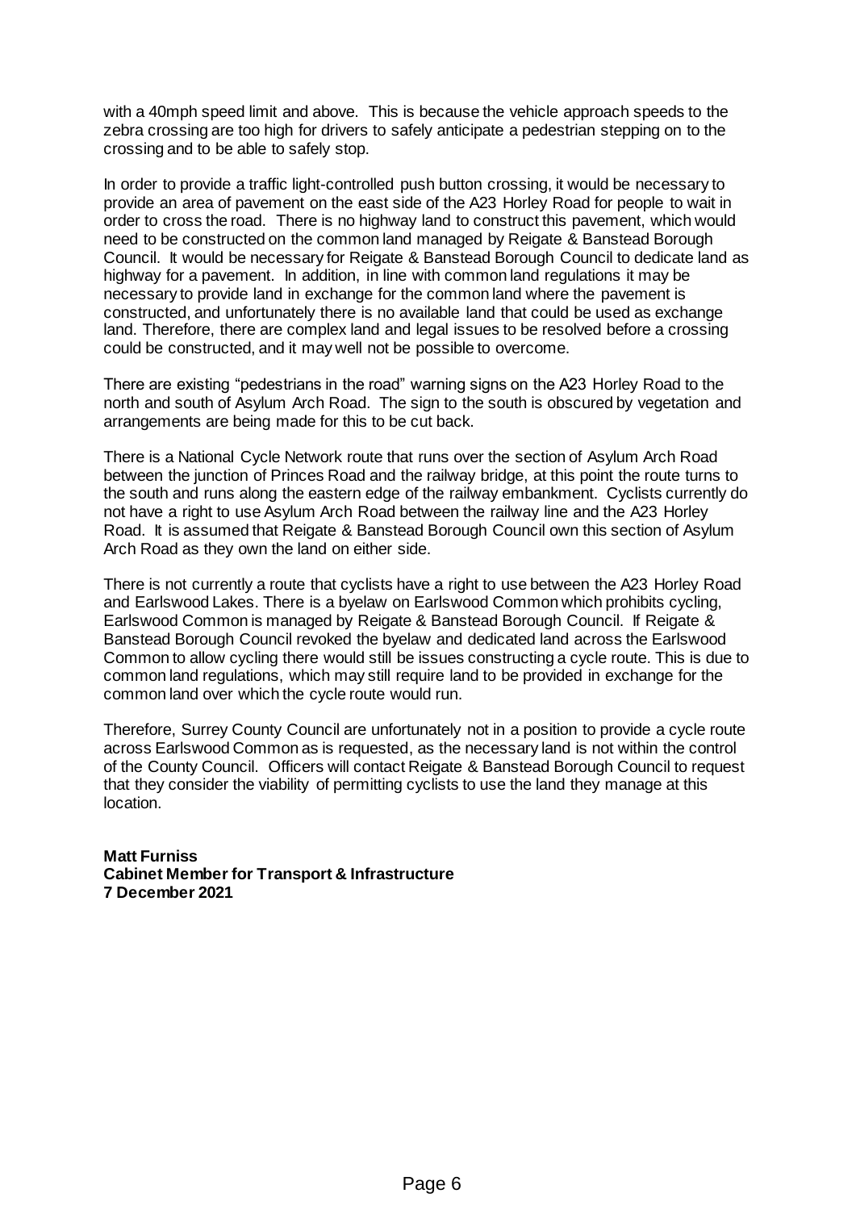with a 40mph speed limit and above. This is because the vehicle approach speeds to the zebra crossing are too high for drivers to safely anticipate a pedestrian stepping on to the crossing and to be able to safely stop.

In order to provide a traffic light-controlled push button crossing, it would be necessary to provide an area of pavement on the east side of the A23 Horley Road for people to wait in order to cross the road. There is no highway land to construct this pavement, which would need to be constructed on the common land managed by Reigate & Banstead Borough Council. It would be necessary for Reigate & Banstead Borough Council to dedicate land as highway for a pavement. In addition, in line with common land regulations it may be necessary to provide land in exchange for the common land where the pavement is constructed, and unfortunately there is no available land that could be used as exchange land. Therefore, there are complex land and legal issues to be resolved before a crossing could be constructed, and it may well not be possible to overcome.

There are existing "pedestrians in the road" warning signs on the A23 Horley Road to the north and south of Asylum Arch Road. The sign to the south is obscured by vegetation and arrangements are being made for this to be cut back.

There is a National Cycle Network route that runs over the section of Asylum Arch Road between the junction of Princes Road and the railway bridge, at this point the route turns to the south and runs along the eastern edge of the railway embankment. Cyclists currently do not have a right to use Asylum Arch Road between the railway line and the A23 Horley Road. It is assumed that Reigate & Banstead Borough Council own this section of Asylum Arch Road as they own the land on either side.

There is not currently a route that cyclists have a right to use between the A23 Horley Road and Earlswood Lakes. There is a byelaw on Earlswood Common which prohibits cycling, Earlswood Common is managed by Reigate & Banstead Borough Council. If Reigate & Banstead Borough Council revoked the byelaw and dedicated land across the Earlswood Common to allow cycling there would still be issues constructing a cycle route. This is due to common land regulations, which may still require land to be provided in exchange for the common land over which the cycle route would run.

Therefore, Surrey County Council are unfortunately not in a position to provide a cycle route across Earlswood Common as is requested, as the necessary land is not within the control of the County Council. Officers will contact Reigate & Banstead Borough Council to request that they consider the viability of permitting cyclists to use the land they manage at this location.

**Matt Furniss**
**Cabinet Member for Transport & Infrastructure**
**7 December 2021**